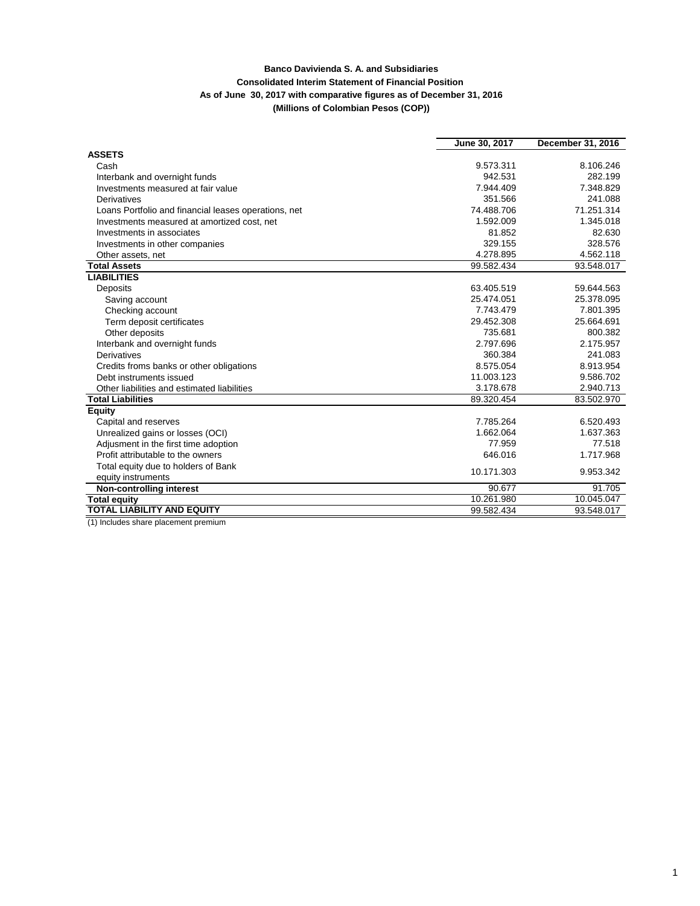**Banco Davivienda S. A. and Subsidiaries**

**Consolidated Interim Statement of Financial Position**

**As of June 30, 2017 with comparative figures as of December 31, 2016**

**(Millions of Colombian Pesos (COP))**

| | June 30, 2017 | December 31, 2016 |
|---|---|---|
| **ASSETS** | | |
| Cash | 9.573.311 | 8.106.246 |
| Interbank and overnight funds | 942.531 | 282.199 |
| Investments measured at fair value | 7.944.409 | 7.348.829 |
| Derivatives | 351.566 | 241.088 |
| Loans Portfolio and financial leases operations, net | 74.488.706 | 71.251.314 |
| Investments measured at amortized cost, net | 1.592.009 | 1.345.018 |
| Investments in associates | 81.852 | 82.630 |
| Investments in other companies | 329.155 | 328.576 |
| Other assets, net | 4.278.895 | 4.562.118 |
| **Total Assets** | 99.582.434 | 93.548.017 |
| **LIABILITIES** | | |
| Deposits | 63.405.519 | 59.644.563 |
| Saving account | 25.474.051 | 25.378.095 |
| Checking account | 7.743.479 | 7.801.395 |
| Term deposit certificates | 29.452.308 | 25.664.691 |
| Other deposits | 735.681 | 800.382 |
| Interbank and overnight funds | 2.797.696 | 2.175.957 |
| Derivatives | 360.384 | 241.083 |
| Credits froms banks or other obligations | 8.575.054 | 8.913.954 |
| Debt instruments issued | 11.003.123 | 9.586.702 |
| Other liabilities and estimated liabilities | 3.178.678 | 2.940.713 |
| **Total Liabilities** | 89.320.454 | 83.502.970 |
| **Equity** | | |
| Capital and reserves | 7.785.264 | 6.520.493 |
| Unrealized gains or losses (OCI) | 1.662.064 | 1.637.363 |
| Adjusment in the first time adoption | 77.959 | 77.518 |
| Profit attributable to the owners | 646.016 | 1.717.968 |
| Total equity due to holders of Bank equity instruments | 10.171.303 | 9.953.342 |
| **Non-controlling interest** | 90.677 | 91.705 |
| **Total equity** | 10.261.980 | 10.045.047 |
| **TOTAL LIABILITY AND EQUITY** | 99.582.434 | 93.548.017 |

(1) Includes share placement premium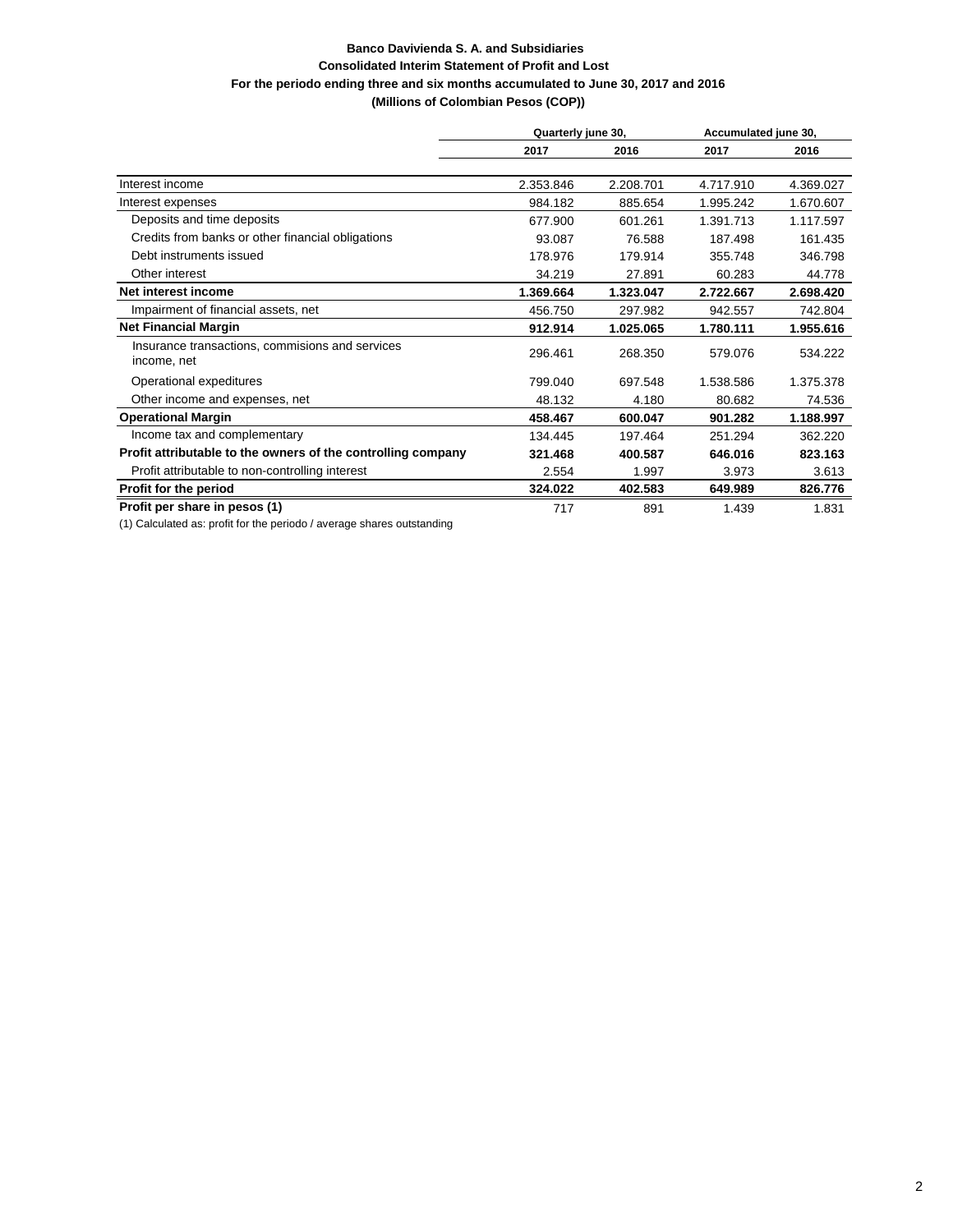**Banco Davivienda S. A. and Subsidiaries**
**Consolidated Interim Statement of Profit and Lost**
**For the periodo ending three and six months accumulated to June 30, 2017 and 2016**
**(Millions of Colombian Pesos (COP))**

| | Quarterly june 30, | | Accumulated june 30, | |
|---|---|---|---|---|
| | **2017** | **2016** | **2017** | **2016** |
| Interest income | 2.353.846 | 2.208.701 | 4.717.910 | 4.369.027 |
| Interest expenses | 984.182 | 885.654 | 1.995.242 | 1.670.607 |
| Deposits and time deposits | 677.900 | 601.261 | 1.391.713 | 1.117.597 |
| Credits from banks or other financial obligations | 93.087 | 76.588 | 187.498 | 161.435 |
| Debt instruments issued | 178.976 | 179.914 | 355.748 | 346.798 |
| Other interest | 34.219 | 27.891 | 60.283 | 44.778 |
| **Net interest income** | **1.369.664** | **1.323.047** | **2.722.667** | **2.698.420** |
| Impairment of financial assets, net | 456.750 | 297.982 | 942.557 | 742.804 |
| **Net Financial Margin** | **912.914** | **1.025.065** | **1.780.111** | **1.955.616** |
| Insurance transactions, commisions and services income, net | 296.461 | 268.350 | 579.076 | 534.222 |
| Operational expeditures | 799.040 | 697.548 | 1.538.586 | 1.375.378 |
| Other income and expenses, net | 48.132 | 4.180 | 80.682 | 74.536 |
| **Operational Margin** | **458.467** | **600.047** | **901.282** | **1.188.997** |
| Income tax and complementary | 134.445 | 197.464 | 251.294 | 362.220 |
| **Profit attributable to the owners of the controlling company** | **321.468** | **400.587** | **646.016** | **823.163** |
| Profit attributable to non-controlling interest | 2.554 | 1.997 | 3.973 | 3.613 |
| **Profit for the period** | **324.022** | **402.583** | **649.989** | **826.776** |
| **Profit per share in pesos (1)** | 717 | 891 | 1.439 | 1.831 |

(1) Calculated as: profit for the periodo / average shares outstanding